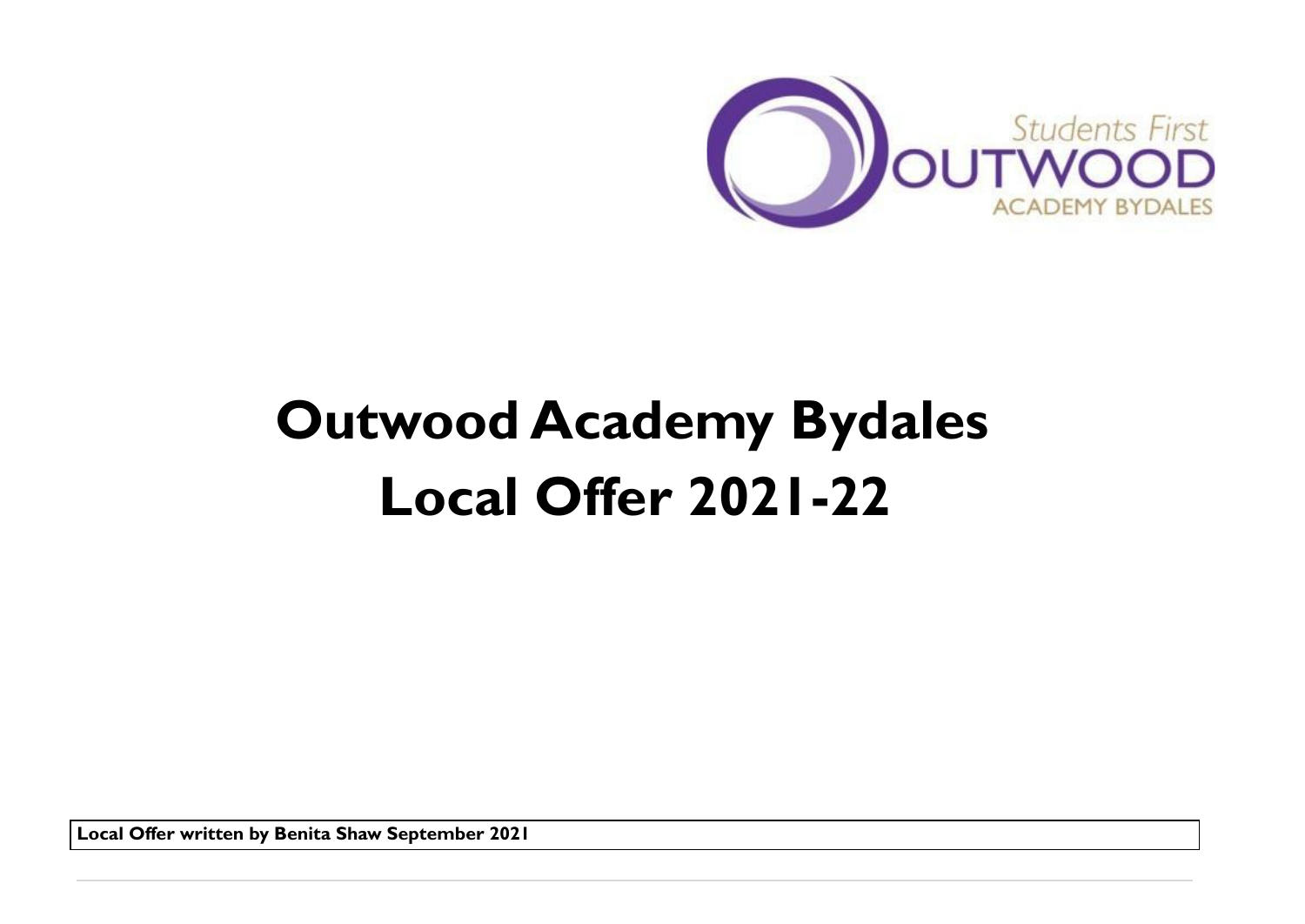# Outwood Academy Bydales Local Offer 2021-22

**Local Offer written by Benita Shaw September 2021**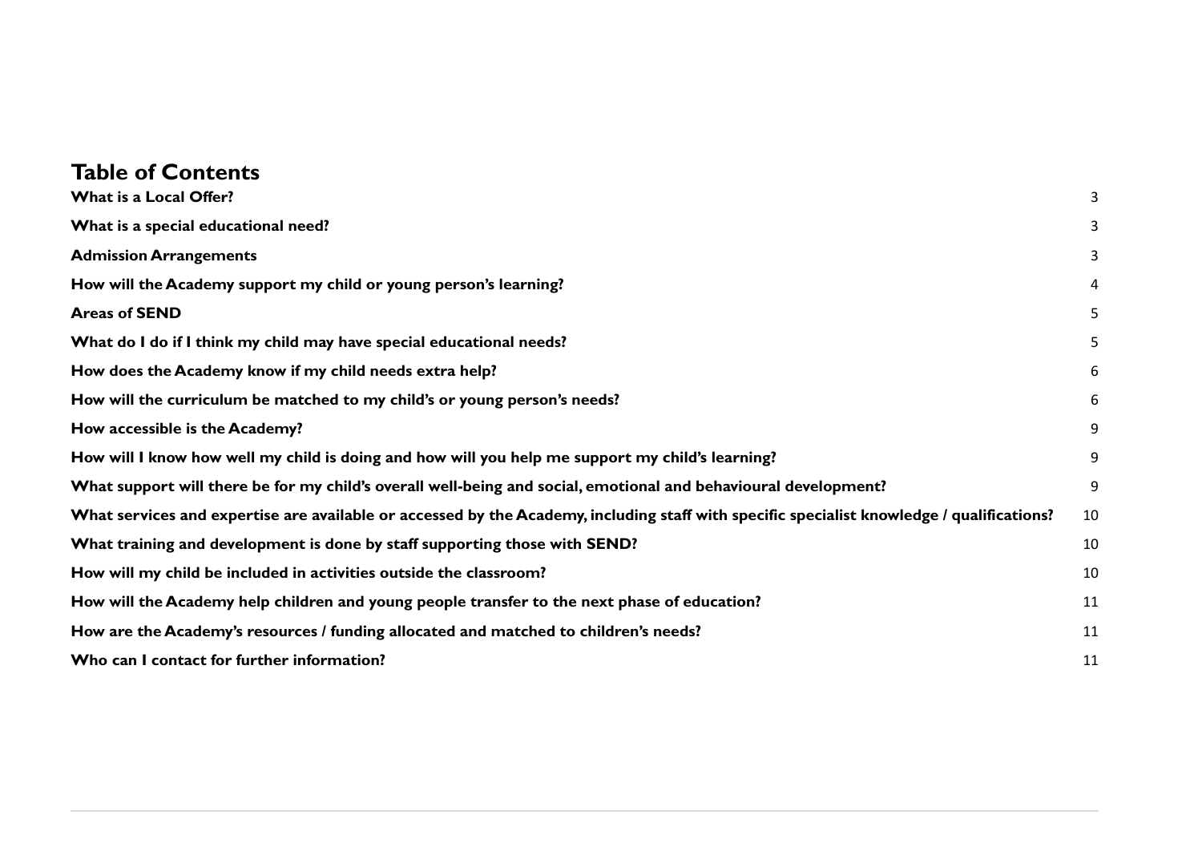# Table of Contents

| | |
|---|---|
| **What is a Local Offer?** | 3 |
| **What is a special educational need?** | 3 |
| **Admission Arrangements** | 3 |
| **How will the Academy support my child or young person's learning?** | 4 |
| **Areas of SEND** | 5 |
| **What do I do if I think my child may have special educational needs?** | 5 |
| **How does the Academy know if my child needs extra help?** | 6 |
| **How will the curriculum be matched to my child's or young person's needs?** | 6 |
| **How accessible is the Academy?** | 9 |
| **How will I know how well my child is doing and how will you help me support my child's learning?** | 9 |
| **What support will there be for my child's overall well-being and social, emotional and behavioural development?** | 9 |
| **What services and expertise are available or accessed by the Academy, including staff with specific specialist knowledge / qualifications?** | 10 |
| **What training and development is done by staff supporting those with SEND?** | 10 |
| **How will my child be included in activities outside the classroom?** | 10 |
| **How will the Academy help children and young people transfer to the next phase of education?** | 11 |
| **How are the Academy's resources / funding allocated and matched to children's needs?** | 11 |
| **Who can I contact for further information?** | 11 |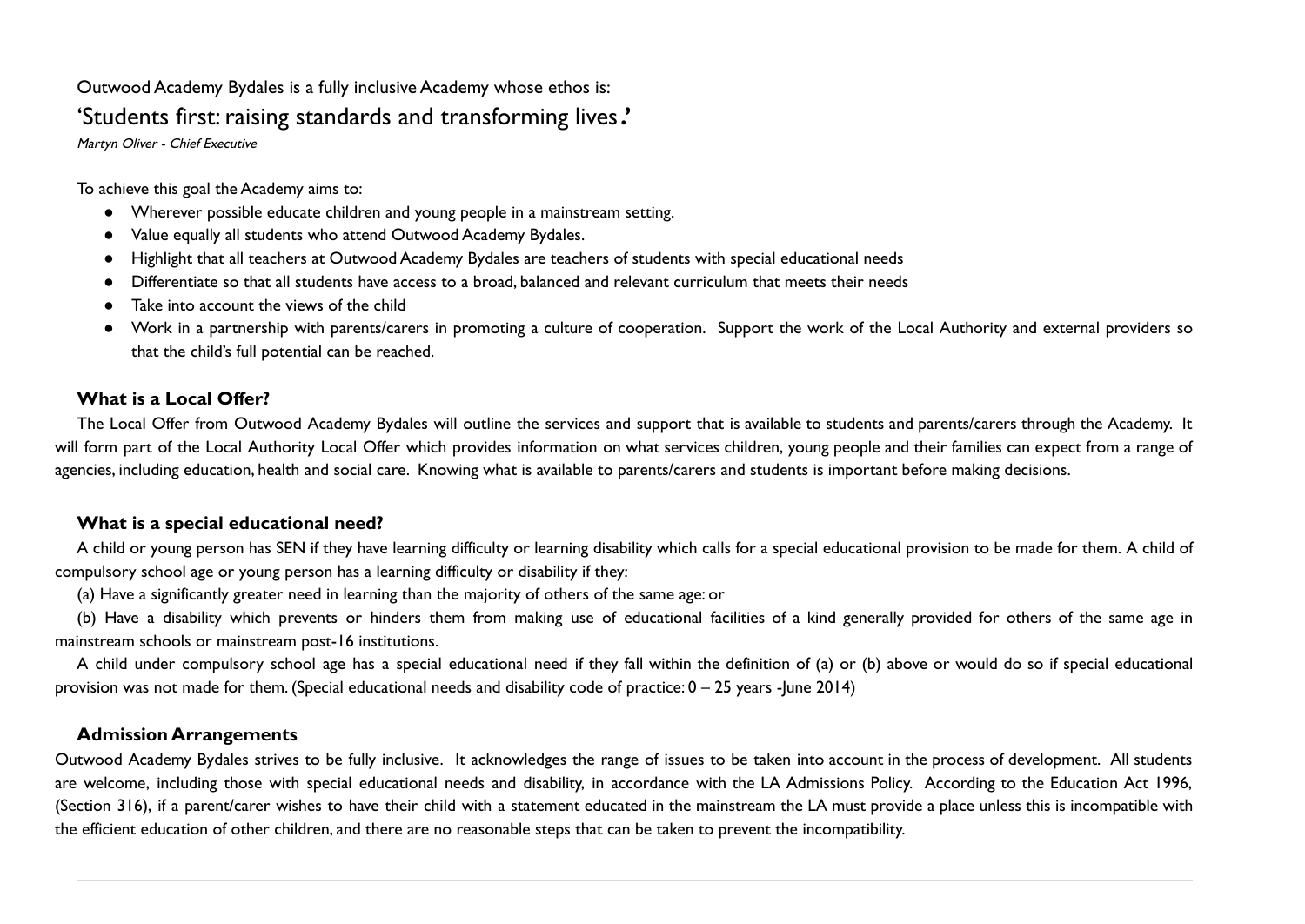Outwood Academy Bydales is a fully inclusive Academy whose ethos is:

'Students first: raising standards and transforming lives.'

*Martyn Oliver - Chief Executive*

To achieve this goal the Academy aims to:

- Wherever possible educate children and young people in a mainstream setting.
- Value equally all students who attend Outwood Academy Bydales.
- Highlight that all teachers at Outwood Academy Bydales are teachers of students with special educational needs
- Differentiate so that all students have access to a broad, balanced and relevant curriculum that meets their needs
- Take into account the views of the child
- Work in a partnership with parents/carers in promoting a culture of cooperation. Support the work of the Local Authority and external providers so that the child's full potential can be reached.

### What is a Local Offer?

The Local Offer from Outwood Academy Bydales will outline the services and support that is available to students and parents/carers through the Academy. It will form part of the Local Authority Local Offer which provides information on what services children, young people and their families can expect from a range of agencies, including education, health and social care. Knowing what is available to parents/carers and students is important before making decisions.

### What is a special educational need?

A child or young person has SEN if they have learning difficulty or learning disability which calls for a special educational provision to be made for them. A child of compulsory school age or young person has a learning difficulty or disability if they:

(a) Have a significantly greater need in learning than the majority of others of the same age: or

(b) Have a disability which prevents or hinders them from making use of educational facilities of a kind generally provided for others of the same age in mainstream schools or mainstream post-16 institutions.

A child under compulsory school age has a special educational need if they fall within the definition of (a) or (b) above or would do so if special educational provision was not made for them. (Special educational needs and disability code of practice: 0 – 25 years -June 2014)

### Admission Arrangements

Outwood Academy Bydales strives to be fully inclusive. It acknowledges the range of issues to be taken into account in the process of development. All students are welcome, including those with special educational needs and disability, in accordance with the LA Admissions Policy. According to the Education Act 1996, (Section 316), if a parent/carer wishes to have their child with a statement educated in the mainstream the LA must provide a place unless this is incompatible with the efficient education of other children, and there are no reasonable steps that can be taken to prevent the incompatibility.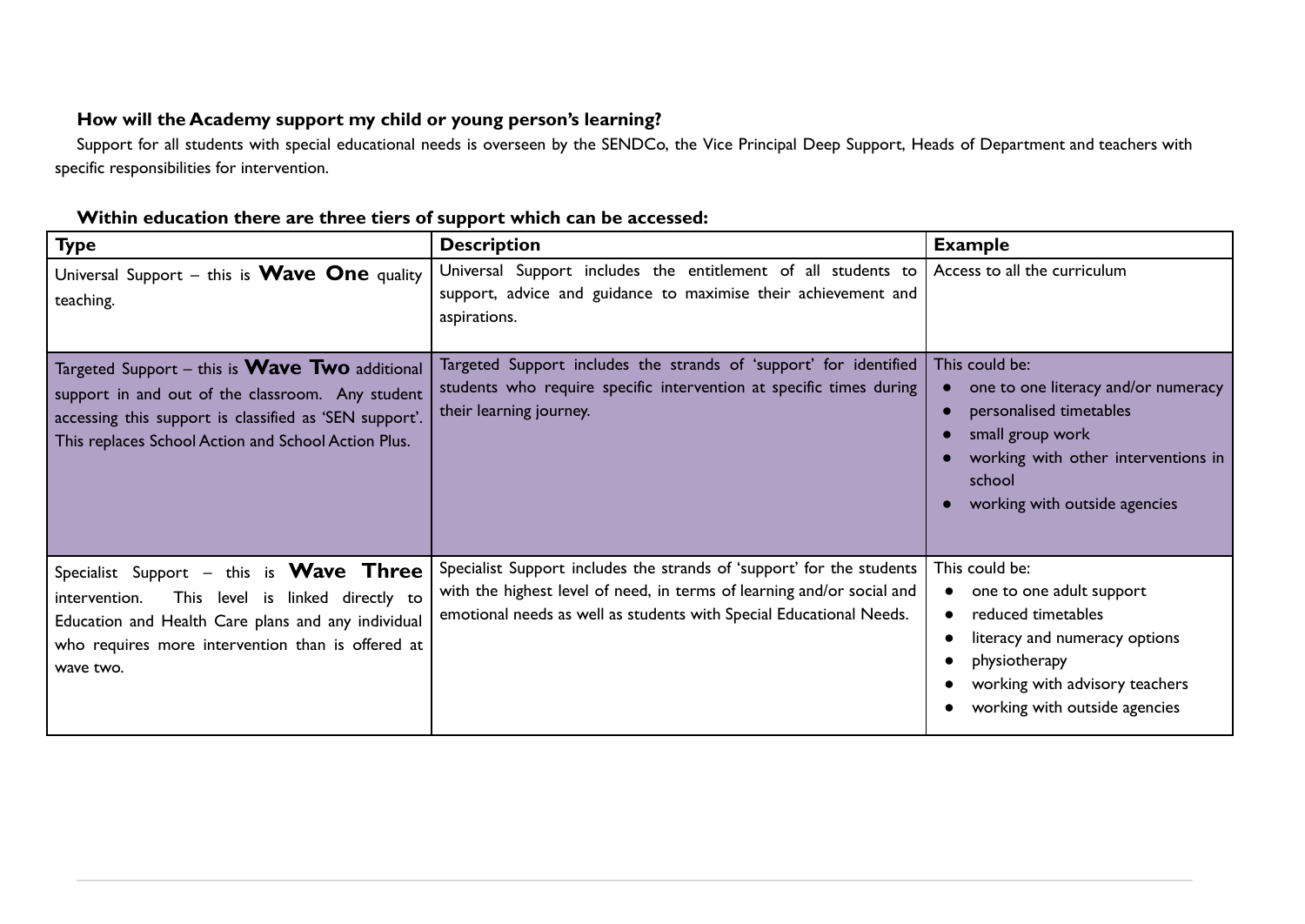### How will the Academy support my child or young person's learning?

Support for all students with special educational needs is overseen by the SENDCo, the Vice Principal Deep Support, Heads of Department and teachers with specific responsibilities for intervention.

### Within education there are three tiers of support which can be accessed:

| Type | Description | Example |
|---|---|---|
| Universal Support – this is **Wave One** quality teaching. | Universal Support includes the entitlement of all students to support, advice and guidance to maximise their achievement and aspirations. | Access to all the curriculum |
| Targeted Support – this is **Wave Two** additional support in and out of the classroom. Any student accessing this support is classified as 'SEN support'. This replaces School Action and School Action Plus. | Targeted Support includes the strands of 'support' for identified students who require specific intervention at specific times during their learning journey. | This could be:<br>• one to one literacy and/or numeracy<br>• personalised timetables<br>• small group work<br>• working with other interventions in school<br>• working with outside agencies |
| Specialist Support – this is **Wave Three** intervention. This level is linked directly to Education and Health Care plans and any individual who requires more intervention than is offered at wave two. | Specialist Support includes the strands of 'support' for the students with the highest level of need, in terms of learning and/or social and emotional needs as well as students with Special Educational Needs. | This could be:<br>• one to one adult support<br>• reduced timetables<br>• literacy and numeracy options<br>• physiotherapy<br>• working with advisory teachers<br>• working with outside agencies |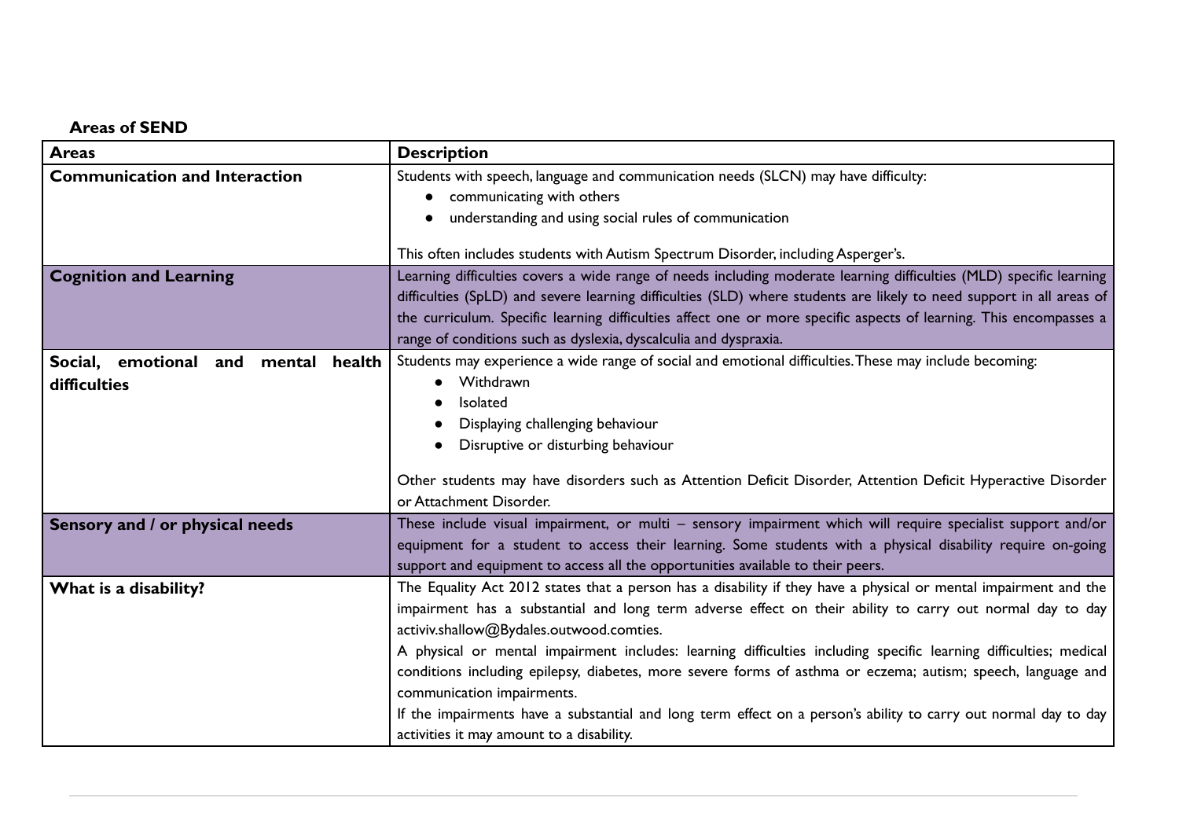**Areas of SEND**

| Areas | Description |
| --- | --- |
| **Communication and Interaction** | Students with speech, language and communication needs (SLCN) may have difficulty:<br>● communicating with others<br>● understanding and using social rules of communication<br><br>This often includes students with Autism Spectrum Disorder, including Asperger's. |
| **Cognition and Learning** | Learning difficulties covers a wide range of needs including moderate learning difficulties (MLD) specific learning difficulties (SpLD) and severe learning difficulties (SLD) where students are likely to need support in all areas of the curriculum. Specific learning difficulties affect one or more specific aspects of learning. This encompasses a range of conditions such as dyslexia, dyscalculia and dyspraxia. |
| **Social, emotional and mental health difficulties** | Students may experience a wide range of social and emotional difficulties. These may include becoming:<br>● Withdrawn<br>● Isolated<br>● Displaying challenging behaviour<br>● Disruptive or disturbing behaviour<br><br>Other students may have disorders such as Attention Deficit Disorder, Attention Deficit Hyperactive Disorder or Attachment Disorder. |
| **Sensory and / or physical needs** | These include visual impairment, or multi – sensory impairment which will require specialist support and/or equipment for a student to access their learning. Some students with a physical disability require on-going support and equipment to access all the opportunities available to their peers. |
| **What is a disability?** | The Equality Act 2012 states that a person has a disability if they have a physical or mental impairment and the impairment has a substantial and long term adverse effect on their ability to carry out normal day to day activiv.shallow@Bydales.outwood.comties.<br>A physical or mental impairment includes: learning difficulties including specific learning difficulties; medical conditions including epilepsy, diabetes, more severe forms of asthma or eczema; autism; speech, language and communication impairments.<br>If the impairments have a substantial and long term effect on a person's ability to carry out normal day to day activities it may amount to a disability. |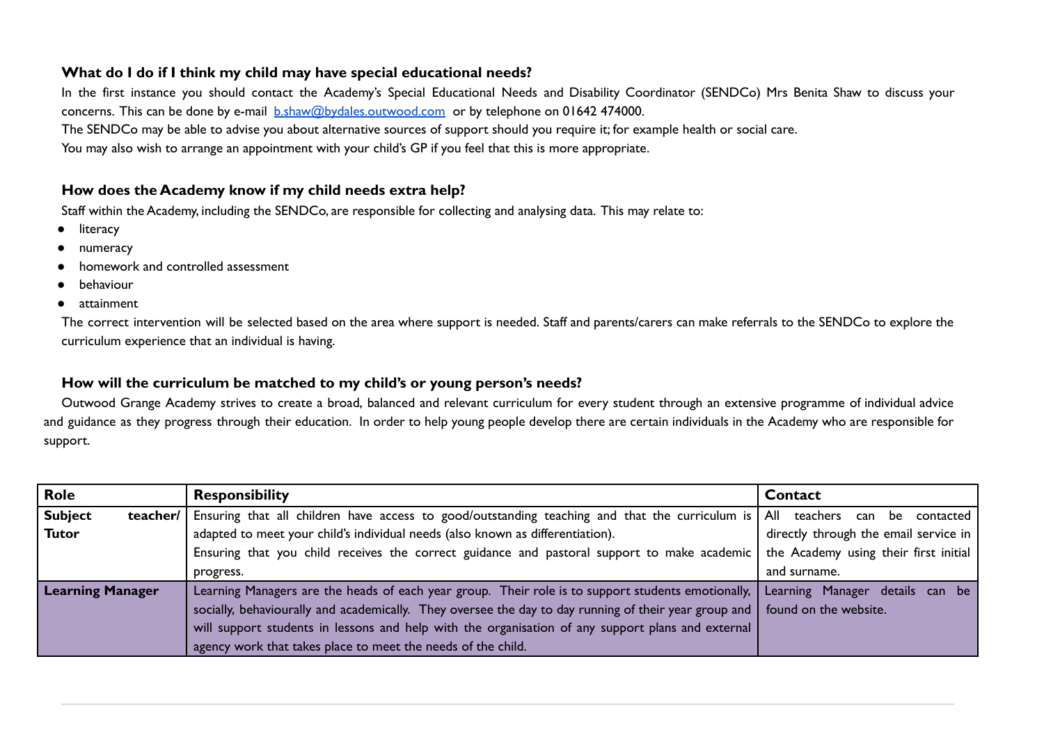### What do I do if I think my child may have special educational needs?

In the first instance you should contact the Academy's Special Educational Needs and Disability Coordinator (SENDCo) Mrs Benita Shaw to discuss your concerns. This can be done by e-mail b.shaw@bydales.outwood.com or by telephone on 01642 474000.

The SENDCo may be able to advise you about alternative sources of support should you require it; for example health or social care.

You may also wish to arrange an appointment with your child's GP if you feel that this is more appropriate.

### How does the Academy know if my child needs extra help?

Staff within the Academy, including the SENDCo, are responsible for collecting and analysing data. This may relate to:

- literacy
- numeracy
- homework and controlled assessment
- behaviour
- attainment

The correct intervention will be selected based on the area where support is needed. Staff and parents/carers can make referrals to the SENDCo to explore the curriculum experience that an individual is having.

### How will the curriculum be matched to my child's or young person's needs?

Outwood Grange Academy strives to create a broad, balanced and relevant curriculum for every student through an extensive programme of individual advice and guidance as they progress through their education. In order to help young people develop there are certain individuals in the Academy who are responsible for support.

| Role | Responsibility | Contact |
|---|---|---|
| **Subject teacher/ Tutor** | Ensuring that all children have access to good/outstanding teaching and that the curriculum is adapted to meet your child's individual needs (also known as differentiation).<br>Ensuring that you child receives the correct guidance and pastoral support to make academic progress. | All teachers can be contacted directly through the email service in the Academy using their first initial and surname. |
| **Learning Manager** | Learning Managers are the heads of each year group. Their role is to support students emotionally, socially, behaviourally and academically. They oversee the day to day running of their year group and will support students in lessons and help with the organisation of any support plans and external agency work that takes place to meet the needs of the child. | Learning Manager details can be found on the website. |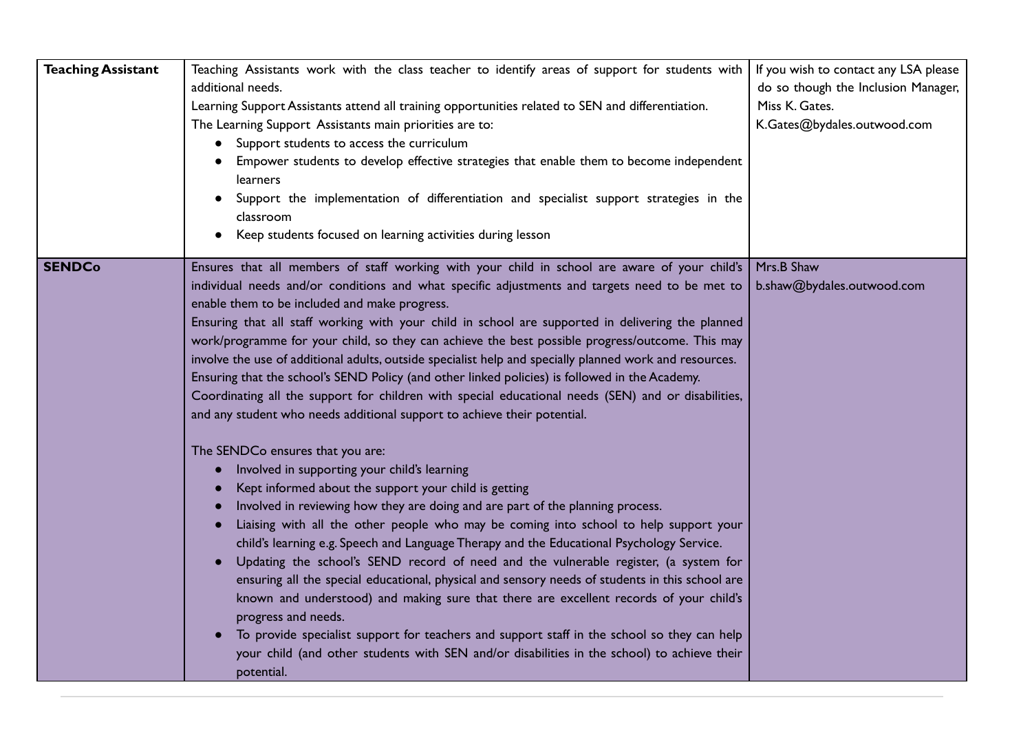| | | |
|---|---|---|
| **Teaching Assistant** | Teaching Assistants work with the class teacher to identify areas of support for students with additional needs.<br>Learning Support Assistants attend all training opportunities related to SEN and differentiation.<br>The Learning Support Assistants main priorities are to:<br>• Support students to access the curriculum<br>• Empower students to develop effective strategies that enable them to become independent learners<br>• Support the implementation of differentiation and specialist support strategies in the classroom<br>• Keep students focused on learning activities during lesson | If you wish to contact any LSA please do so though the Inclusion Manager, Miss K. Gates.<br>K.Gates@bydales.outwood.com |
| **SENDCo** | Ensures that all members of staff working with your child in school are aware of your child's individual needs and/or conditions and what specific adjustments and targets need to be met to enable them to be included and make progress.<br>Ensuring that all staff working with your child in school are supported in delivering the planned work/programme for your child, so they can achieve the best possible progress/outcome. This may involve the use of additional adults, outside specialist help and specially planned work and resources.<br>Ensuring that the school's SEND Policy (and other linked policies) is followed in the Academy.<br>Coordinating all the support for children with special educational needs (SEN) and or disabilities, and any student who needs additional support to achieve their potential.<br><br>The SENDCo ensures that you are:<br>• Involved in supporting your child's learning<br>• Kept informed about the support your child is getting<br>• Involved in reviewing how they are doing and are part of the planning process.<br>• Liaising with all the other people who may be coming into school to help support your child's learning e.g. Speech and Language Therapy and the Educational Psychology Service.<br>• Updating the school's SEND record of need and the vulnerable register, (a system for ensuring all the special educational, physical and sensory needs of students in this school are known and understood) and making sure that there are excellent records of your child's progress and needs.<br>• To provide specialist support for teachers and support staff in the school so they can help your child (and other students with SEN and/or disabilities in the school) to achieve their potential. | Mrs.B Shaw<br>b.shaw@bydales.outwood.com |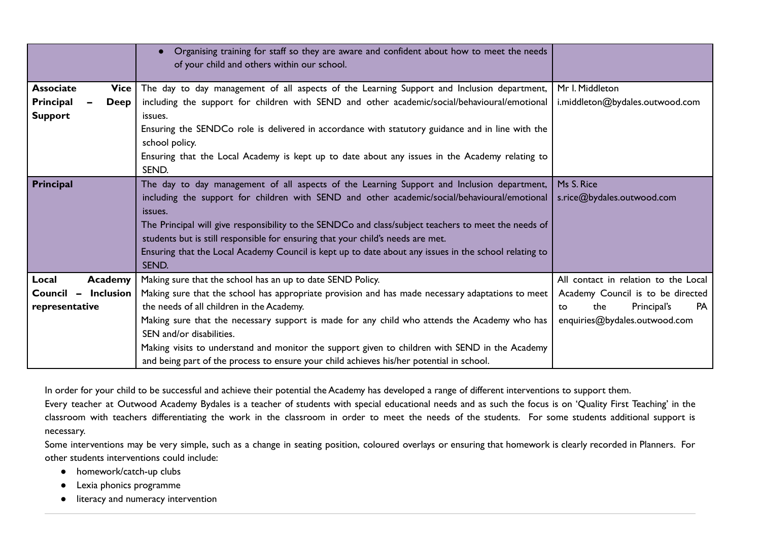| | | |
|---|---|---|
| | • Organising training for staff so they are aware and confident about how to meet the needs of your child and others within our school. | |
| **Associate Vice Principal – Deep Support** | The day to day management of all aspects of the Learning Support and Inclusion department, including the support for children with SEND and other academic/social/behavioural/emotional issues.<br>Ensuring the SENDCo role is delivered in accordance with statutory guidance and in line with the school policy.<br>Ensuring that the Local Academy is kept up to date about any issues in the Academy relating to SEND. | Mr I. Middleton<br>i.middleton@bydales.outwood.com |
| **Principal** | The day to day management of all aspects of the Learning Support and Inclusion department, including the support for children with SEND and other academic/social/behavioural/emotional issues.<br>The Principal will give responsibility to the SENDCo and class/subject teachers to meet the needs of students but is still responsible for ensuring that your child's needs are met.<br>Ensuring that the Local Academy Council is kept up to date about any issues in the school relating to SEND. | Ms S. Rice<br>s.rice@bydales.outwood.com |
| **Local Academy Council – Inclusion representative** | Making sure that the school has an up to date SEND Policy.<br>Making sure that the school has appropriate provision and has made necessary adaptations to meet the needs of all children in the Academy.<br>Making sure that the necessary support is made for any child who attends the Academy who has SEN and/or disabilities.<br>Making visits to understand and monitor the support given to children with SEND in the Academy and being part of the process to ensure your child achieves his/her potential in school. | All contact in relation to the Local Academy Council is to be directed to the Principal's PA enquiries@bydales.outwood.com |

In order for your child to be successful and achieve their potential the Academy has developed a range of different interventions to support them.

Every teacher at Outwood Academy Bydales is a teacher of students with special educational needs and as such the focus is on 'Quality First Teaching' in the classroom with teachers differentiating the work in the classroom in order to meet the needs of the students. For some students additional support is necessary.

Some interventions may be very simple, such as a change in seating position, coloured overlays or ensuring that homework is clearly recorded in Planners. For other students interventions could include:

- homework/catch-up clubs
- Lexia phonics programme
- literacy and numeracy intervention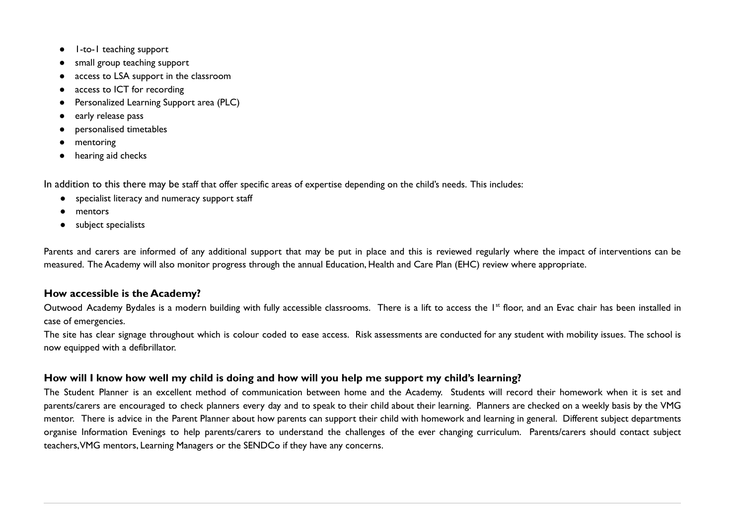- 1-to-1 teaching support
- small group teaching support
- access to LSA support in the classroom
- access to ICT for recording
- Personalized Learning Support area (PLC)
- early release pass
- personalised timetables
- mentoring
- hearing aid checks

In addition to this there may be staff that offer specific areas of expertise depending on the child's needs. This includes:

- specialist literacy and numeracy support staff
- mentors
- subject specialists

Parents and carers are informed of any additional support that may be put in place and this is reviewed regularly where the impact of interventions can be measured. The Academy will also monitor progress through the annual Education, Health and Care Plan (EHC) review where appropriate.

### How accessible is the Academy?

Outwood Academy Bydales is a modern building with fully accessible classrooms. There is a lift to access the 1st floor, and an Evac chair has been installed in case of emergencies.

The site has clear signage throughout which is colour coded to ease access. Risk assessments are conducted for any student with mobility issues. The school is now equipped with a defibrillator.

### How will I know how well my child is doing and how will you help me support my child's learning?

The Student Planner is an excellent method of communication between home and the Academy. Students will record their homework when it is set and parents/carers are encouraged to check planners every day and to speak to their child about their learning. Planners are checked on a weekly basis by the VMG mentor. There is advice in the Parent Planner about how parents can support their child with homework and learning in general. Different subject departments organise Information Evenings to help parents/carers to understand the challenges of the ever changing curriculum. Parents/carers should contact subject teachers, VMG mentors, Learning Managers or the SENDCo if they have any concerns.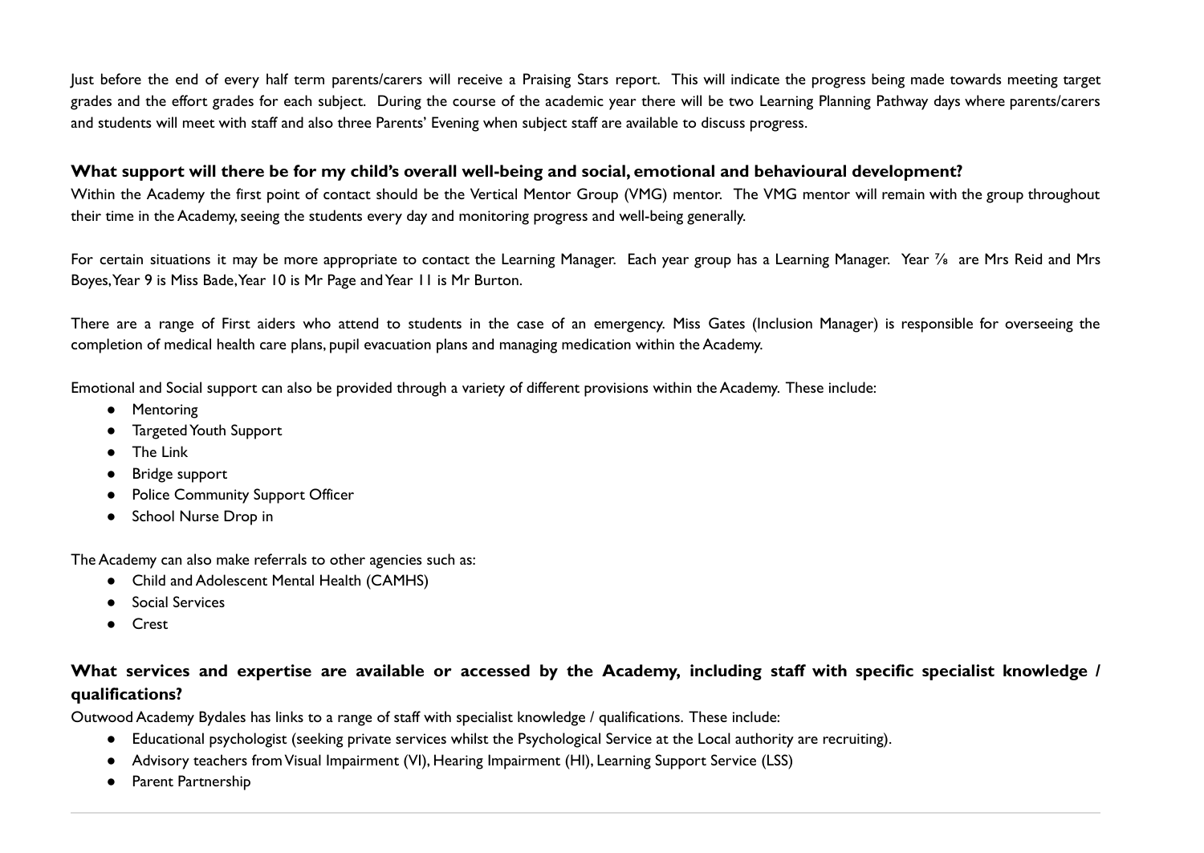Just before the end of every half term parents/carers will receive a Praising Stars report. This will indicate the progress being made towards meeting target grades and the effort grades for each subject. During the course of the academic year there will be two Learning Planning Pathway days where parents/carers and students will meet with staff and also three Parents' Evening when subject staff are available to discuss progress.

### What support will there be for my child's overall well-being and social, emotional and behavioural development?

Within the Academy the first point of contact should be the Vertical Mentor Group (VMG) mentor. The VMG mentor will remain with the group throughout their time in the Academy, seeing the students every day and monitoring progress and well-being generally.

For certain situations it may be more appropriate to contact the Learning Manager. Each year group has a Learning Manager. Year 7/8 are Mrs Reid and Mrs Boyes, Year 9 is Miss Bade, Year 10 is Mr Page and Year 11 is Mr Burton.

There are a range of First aiders who attend to students in the case of an emergency. Miss Gates (Inclusion Manager) is responsible for overseeing the completion of medical health care plans, pupil evacuation plans and managing medication within the Academy.

Emotional and Social support can also be provided through a variety of different provisions within the Academy. These include:

- Mentoring
- Targeted Youth Support
- The Link
- Bridge support
- Police Community Support Officer
- School Nurse Drop in

The Academy can also make referrals to other agencies such as:

- Child and Adolescent Mental Health (CAMHS)
- Social Services
- Crest

### What services and expertise are available or accessed by the Academy, including staff with specific specialist knowledge / qualifications?

Outwood Academy Bydales has links to a range of staff with specialist knowledge / qualifications. These include:

- Educational psychologist (seeking private services whilst the Psychological Service at the Local authority are recruiting).
- Advisory teachers from Visual Impairment (VI), Hearing Impairment (HI), Learning Support Service (LSS)
- Parent Partnership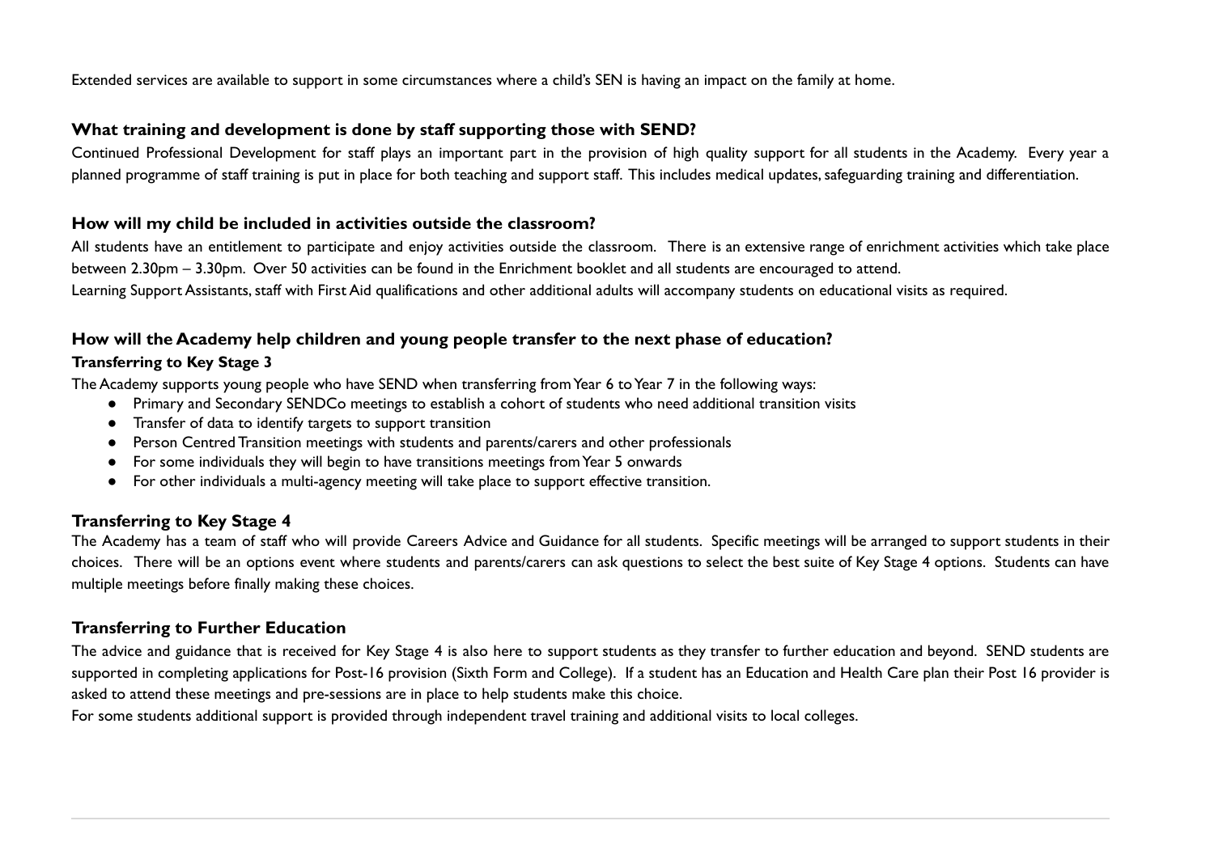Extended services are available to support in some circumstances where a child's SEN is having an impact on the family at home.

### What training and development is done by staff supporting those with SEND?

Continued Professional Development for staff plays an important part in the provision of high quality support for all students in the Academy. Every year a planned programme of staff training is put in place for both teaching and support staff. This includes medical updates, safeguarding training and differentiation.

### How will my child be included in activities outside the classroom?

All students have an entitlement to participate and enjoy activities outside the classroom. There is an extensive range of enrichment activities which take place between 2.30pm – 3.30pm. Over 50 activities can be found in the Enrichment booklet and all students are encouraged to attend.

Learning Support Assistants, staff with First Aid qualifications and other additional adults will accompany students on educational visits as required.

### How will the Academy help children and young people transfer to the next phase of education?

#### Transferring to Key Stage 3

The Academy supports young people who have SEND when transferring from Year 6 to Year 7 in the following ways:

- Primary and Secondary SENDCo meetings to establish a cohort of students who need additional transition visits
- Transfer of data to identify targets to support transition
- Person Centred Transition meetings with students and parents/carers and other professionals
- For some individuals they will begin to have transitions meetings from Year 5 onwards
- For other individuals a multi-agency meeting will take place to support effective transition.

### Transferring to Key Stage 4

The Academy has a team of staff who will provide Careers Advice and Guidance for all students. Specific meetings will be arranged to support students in their choices. There will be an options event where students and parents/carers can ask questions to select the best suite of Key Stage 4 options. Students can have multiple meetings before finally making these choices.

### Transferring to Further Education

The advice and guidance that is received for Key Stage 4 is also here to support students as they transfer to further education and beyond. SEND students are supported in completing applications for Post-16 provision (Sixth Form and College). If a student has an Education and Health Care plan their Post 16 provider is asked to attend these meetings and pre-sessions are in place to help students make this choice.

For some students additional support is provided through independent travel training and additional visits to local colleges.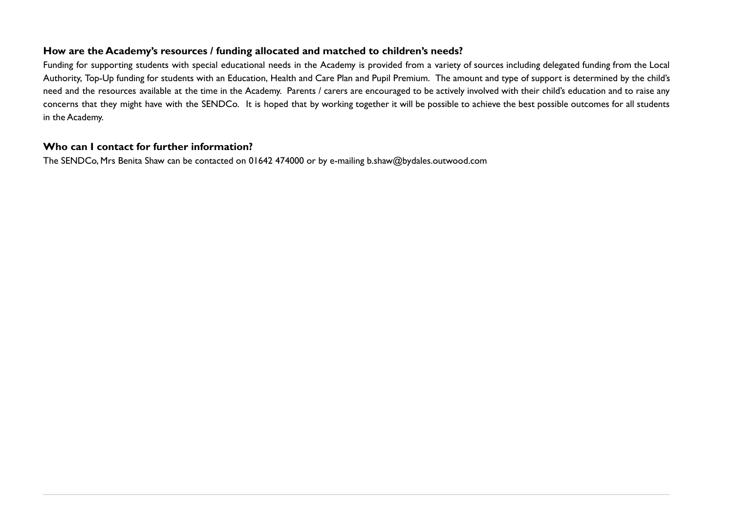**How are the Academy's resources / funding allocated and matched to children's needs?**

Funding for supporting students with special educational needs in the Academy is provided from a variety of sources including delegated funding from the Local Authority, Top-Up funding for students with an Education, Health and Care Plan and Pupil Premium. The amount and type of support is determined by the child's need and the resources available at the time in the Academy. Parents / carers are encouraged to be actively involved with their child's education and to raise any concerns that they might have with the SENDCo. It is hoped that by working together it will be possible to achieve the best possible outcomes for all students in the Academy.

**Who can I contact for further information?**

The SENDCo, Mrs Benita Shaw can be contacted on 01642 474000 or by e-mailing b.shaw@bydales.outwood.com